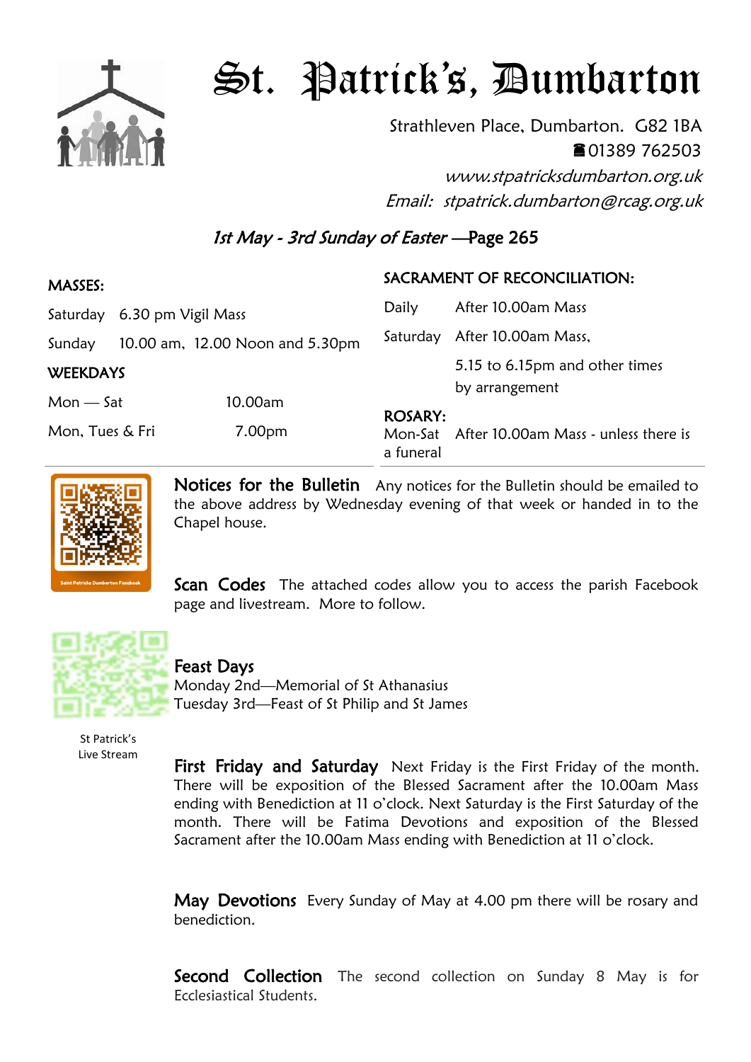# St. Patrick's, Dumbarton

Strathleven Place, Dumbarton. G82 1BA
☎01389 762503
*www.stpatricksdumbarton.org.uk*
*Email: stpatrick.dumbarton@rcag.org.uk*

## *1st May - 3rd Sunday of Easter* —Page 265

### MASSES:

| | |
|---|---|
| Saturday | 6.30 pm Vigil Mass |
| Sunday | 10.00 am, 12.00 Noon and 5.30pm |

### WEEKDAYS

| | |
|---|---|
| Mon — Sat | 10.00am |
| Mon, Tues & Fri | 7.00pm |

### SACRAMENT OF RECONCILIATION:

| | |
|---|---|
| Daily | After 10.00am Mass |
| Saturday | After 10.00am Mass, 5.15 to 6.15pm and other times by arrangement |

### ROSARY:

Mon-Sat After 10.00am Mass - unless there is a funeral

Saint Patricks Dumbarton Facebook

St Patrick's Live Stream

**Notices for the Bulletin** Any notices for the Bulletin should be emailed to the above address by Wednesday evening of that week or handed in to the Chapel house.

**Scan Codes** The attached codes allow you to access the parish Facebook page and livestream. More to follow.

**Feast Days**
Monday 2nd—Memorial of St Athanasius
Tuesday 3rd—Feast of St Philip and St James

**First Friday and Saturday** Next Friday is the First Friday of the month. There will be exposition of the Blessed Sacrament after the 10.00am Mass ending with Benediction at 11 o'clock. Next Saturday is the First Saturday of the month. There will be Fatima Devotions and exposition of the Blessed Sacrament after the 10.00am Mass ending with Benediction at 11 o'clock.

**May Devotions** Every Sunday of May at 4.00 pm there will be rosary and benediction.

**Second Collection** The second collection on Sunday 8 May is for Ecclesiastical Students.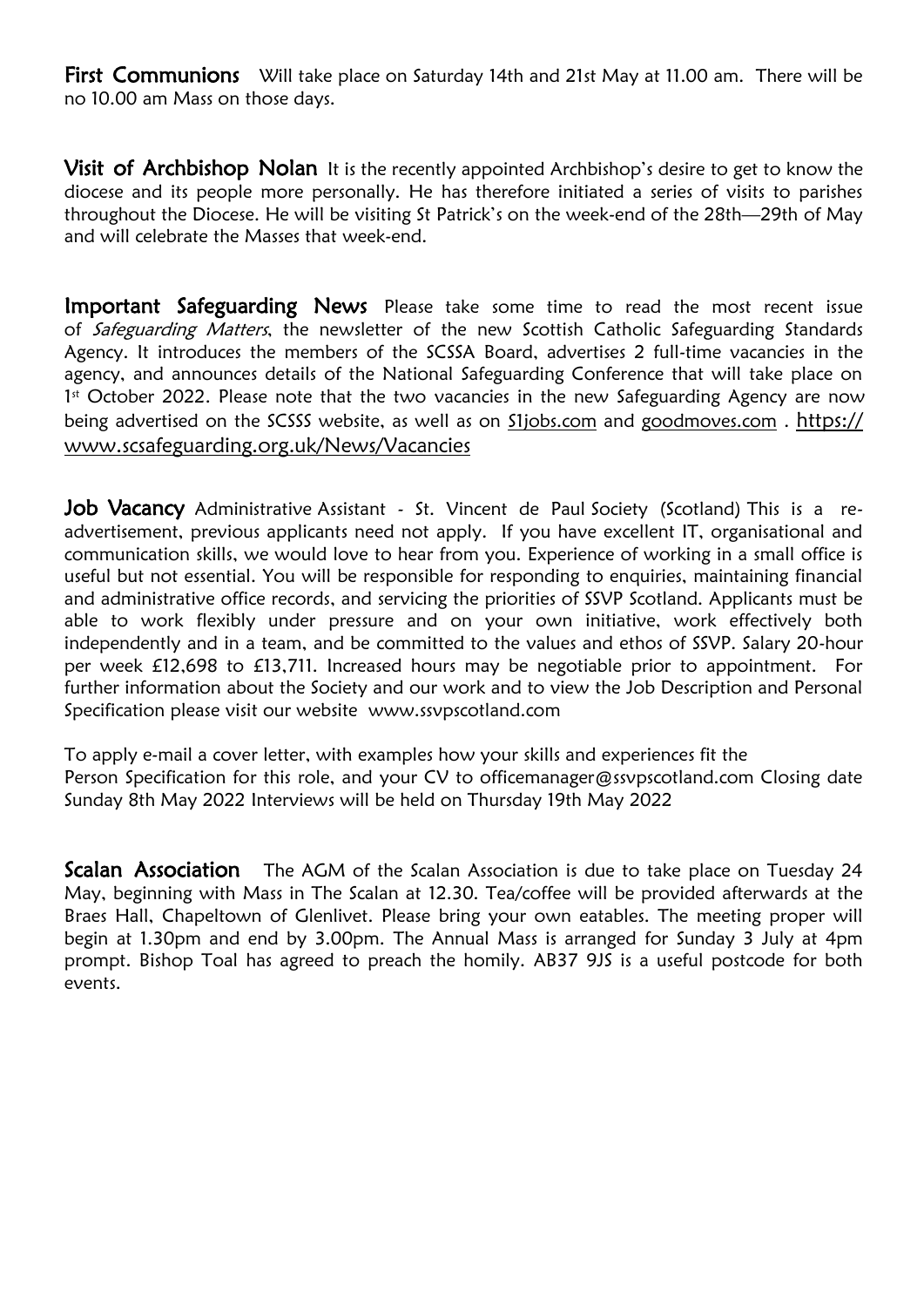**First Communions** Will take place on Saturday 14th and 21st May at 11.00 am. There will be no 10.00 am Mass on those days.

**Visit of Archbishop Nolan** It is the recently appointed Archbishop's desire to get to know the diocese and its people more personally. He has therefore initiated a series of visits to parishes throughout the Diocese. He will be visiting St Patrick's on the week-end of the 28th—29th of May and will celebrate the Masses that week-end.

**Important Safeguarding News** Please take some time to read the most recent issue of *Safeguarding Matters*, the newsletter of the new Scottish Catholic Safeguarding Standards Agency. It introduces the members of the SCSSA Board, advertises 2 full-time vacancies in the agency, and announces details of the National Safeguarding Conference that will take place on 1st October 2022. Please note that the two vacancies in the new Safeguarding Agency are now being advertised on the SCSSS website, as well as on S1jobs.com and goodmoves.com . https://www.scsafeguarding.org.uk/News/Vacancies

**Job Vacancy** Administrative Assistant - St. Vincent de Paul Society (Scotland) This is a re-advertisement, previous applicants need not apply. If you have excellent IT, organisational and communication skills, we would love to hear from you. Experience of working in a small office is useful but not essential. You will be responsible for responding to enquiries, maintaining financial and administrative office records, and servicing the priorities of SSVP Scotland. Applicants must be able to work flexibly under pressure and on your own initiative, work effectively both independently and in a team, and be committed to the values and ethos of SSVP. Salary 20-hour per week £12,698 to £13,711. Increased hours may be negotiable prior to appointment. For further information about the Society and our work and to view the Job Description and Personal Specification please visit our website www.ssvpscotland.com

To apply e-mail a cover letter, with examples how your skills and experiences fit the Person Specification for this role, and your CV to officemanager@ssvpscotland.com Closing date Sunday 8th May 2022 Interviews will be held on Thursday 19th May 2022

**Scalan Association** The AGM of the Scalan Association is due to take place on Tuesday 24 May, beginning with Mass in The Scalan at 12.30. Tea/coffee will be provided afterwards at the Braes Hall, Chapeltown of Glenlivet. Please bring your own eatables. The meeting proper will begin at 1.30pm and end by 3.00pm. The Annual Mass is arranged for Sunday 3 July at 4pm prompt. Bishop Toal has agreed to preach the homily. AB37 9JS is a useful postcode for both events.